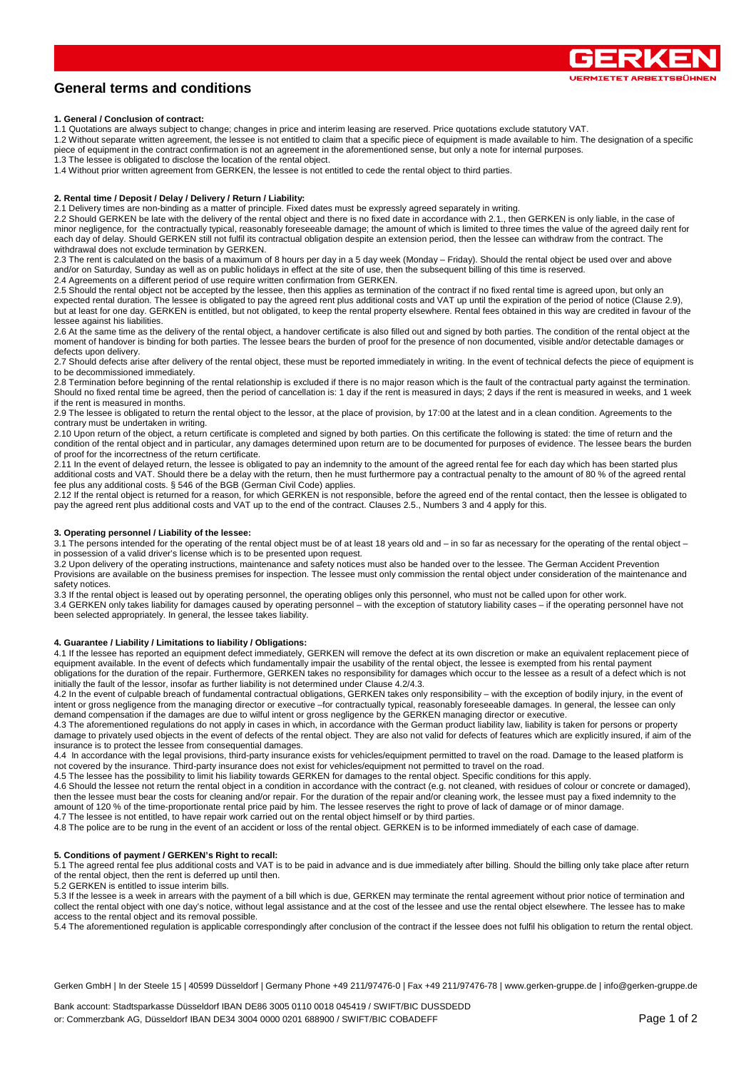# General terms and conditions

**1. General / Conclusion of contract:**

1.1 Quotations are always subject to change; changes in price and interim leasing are reserved. Price quotations exclude statutory VAT.

1.2 Without separate written agreement, the lessee is not entitled to claim that a specific piece of equipment is made available to him. The designation of a specific piece of equipment in the contract confirmation is not an agreement in the aforementioned sense, but only a note for internal purposes.

1.3 The lessee is obligated to disclose the location of the rental object.

1.4 Without prior written agreement from GERKEN, the lessee is not entitled to cede the rental object to third parties.

**2. Rental time / Deposit / Delay / Delivery / Return / Liability:**

2.1 Delivery times are non-binding as a matter of principle. Fixed dates must be expressly agreed separately in writing.

2.2 Should GERKEN be late with the delivery of the rental object and there is no fixed date in accordance with 2.1., then GERKEN is only liable, in the case of minor negligence, for the contractually typical, reasonably foreseeable damage; the amount of which is limited to three times the value of the agreed daily rent for each day of delay. Should GERKEN still not fulfil its contractual obligation despite an extension period, then the lessee can withdraw from the contract. The withdrawal does not exclude termination by GERKEN.

2.3 The rent is calculated on the basis of a maximum of 8 hours per day in a 5 day week (Monday – Friday). Should the rental object be used over and above and/or on Saturday, Sunday as well as on public holidays in effect at the site of use, then the subsequent billing of this time is reserved.

2.4 Agreements on a different period of use require written confirmation from GERKEN.

2.5 Should the rental object not be accepted by the lessee, then this applies as termination of the contract if no fixed rental time is agreed upon, but only an expected rental duration. The lessee is obligated to pay the agreed rent plus additional costs and VAT up until the expiration of the period of notice (Clause 2.9), but at least for one day. GERKEN is entitled, but not obligated, to keep the rental property elsewhere. Rental fees obtained in this way are credited in favour of the lessee against his liabilities.

2.6 At the same time as the delivery of the rental object, a handover certificate is also filled out and signed by both parties. The condition of the rental object at the moment of handover is binding for both parties. The lessee bears the burden of proof for the presence of non documented, visible and/or detectable damages or defects upon delivery.

2.7 Should defects arise after delivery of the rental object, these must be reported immediately in writing. In the event of technical defects the piece of equipment is to be decommissioned immediately.

2.8 Termination before beginning of the rental relationship is excluded if there is no major reason which is the fault of the contractual party against the termination. Should no fixed rental time be agreed, then the period of cancellation is: 1 day if the rent is measured in days; 2 days if the rent is measured in weeks, and 1 week if the rent is measured in months.

2.9 The lessee is obligated to return the rental object to the lessor, at the place of provision, by 17:00 at the latest and in a clean condition. Agreements to the contrary must be undertaken in writing.

2.10 Upon return of the object, a return certificate is completed and signed by both parties. On this certificate the following is stated: the time of return and the condition of the rental object and in particular, any damages determined upon return are to be documented for purposes of evidence. The lessee bears the burden of proof for the incorrectness of the return certificate.

2.11 In the event of delayed return, the lessee is obligated to pay an indemnity to the amount of the agreed rental fee for each day which has been started plus additional costs and VAT. Should there be a delay with the return, then he must furthermore pay a contractual penalty to the amount of 80 % of the agreed rental fee plus any additional costs. § 546 of the BGB (German Civil Code) applies.

2.12 If the rental object is returned for a reason, for which GERKEN is not responsible, before the agreed end of the rental contact, then the lessee is obligated to pay the agreed rent plus additional costs and VAT up to the end of the contract. Clauses 2.5., Numbers 3 and 4 apply for this.

**3. Operating personnel / Liability of the lessee:**

3.1 The persons intended for the operating of the rental object must be of at least 18 years old and – in so far as necessary for the operating of the rental object – in possession of a valid driver's license which is to be presented upon request.

3.2 Upon delivery of the operating instructions, maintenance and safety notices must also be handed over to the lessee. The German Accident Prevention Provisions are available on the business premises for inspection. The lessee must only commission the rental object under consideration of the maintenance and safety notices.

3.3 If the rental object is leased out by operating personnel, the operating obliges only this personnel, who must not be called upon for other work.

3.4 GERKEN only takes liability for damages caused by operating personnel – with the exception of statutory liability cases – if the operating personnel have not been selected appropriately. In general, the lessee takes liability.

**4. Guarantee / Liability / Limitations to liability / Obligations:**

4.1 If the lessee has reported an equipment defect immediately, GERKEN will remove the defect at its own discretion or make an equivalent replacement piece of equipment available. In the event of defects which fundamentally impair the usability of the rental object, the lessee is exempted from his rental payment obligations for the duration of the repair. Furthermore, GERKEN takes no responsibility for damages which occur to the lessee as a result of a defect which is not initially the fault of the lessor, insofar as further liability is not determined under Clause 4.2/4.3.

4.2 In the event of culpable breach of fundamental contractual obligations, GERKEN takes only responsibility – with the exception of bodily injury, in the event of intent or gross negligence from the managing director or executive –for contractually typical, reasonably foreseeable damages. In general, the lessee can only demand compensation if the damages are due to wilful intent or gross negligence by the GERKEN managing director or executive.

4.3 The aforementioned regulations do not apply in cases in which, in accordance with the German product liability law, liability is taken for persons or property damage to privately used objects in the event of defects of the rental object. They are also not valid for defects of features which are explicitly insured, if aim of the insurance is to protect the lessee from consequential damages.

4.4 In accordance with the legal provisions, third-party insurance exists for vehicles/equipment permitted to travel on the road. Damage to the leased platform is not covered by the insurance. Third-party insurance does not exist for vehicles/equipment not permitted to travel on the road.

4.5 The lessee has the possibility to limit his liability towards GERKEN for damages to the rental object. Specific conditions for this apply.

4.6 Should the lessee not return the rental object in a condition in accordance with the contract (e.g. not cleaned, with residues of colour or concrete or damaged), then the lessee must bear the costs for cleaning and/or repair. For the duration of the repair and/or cleaning work, the lessee must pay a fixed indemnity to the amount of 120 % of the time-proportionate rental price paid by him. The lessee reserves the right to prove of lack of damage or of minor damage.

4.7 The lessee is not entitled, to have repair work carried out on the rental object himself or by third parties.

4.8 The police are to be rung in the event of an accident or loss of the rental object. GERKEN is to be informed immediately of each case of damage.

**5. Conditions of payment / GERKEN's Right to recall:**

5.1 The agreed rental fee plus additional costs and VAT is to be paid in advance and is due immediately after billing. Should the billing only take place after return of the rental object, then the rent is deferred up until then.

5.2 GERKEN is entitled to issue interim bills.

5.3 If the lessee is a week in arrears with the payment of a bill which is due, GERKEN may terminate the rental agreement without prior notice of termination and collect the rental object with one day's notice, without legal assistance and at the cost of the lessee and use the rental object elsewhere. The lessee has to make access to the rental object and its removal possible.

5.4 The aforementioned regulation is applicable correspondingly after conclusion of the contract if the lessee does not fulfil his obligation to return the rental object.

Gerken GmbH | In der Steele 15 | 40599 Düsseldorf | Germany Phone +49 211/97476-0 | Fax +49 211/97476-78 | www.gerken-gruppe.de | info@gerken-gruppe.de

Bank account: Stadtsparkasse Düsseldorf IBAN DE86 3005 0110 0018 045419 / SWIFT/BIC DUSSDEDD
or: Commerzbank AG, Düsseldorf IBAN DE34 3004 0000 0201 688900 / SWIFT/BIC COBADEFF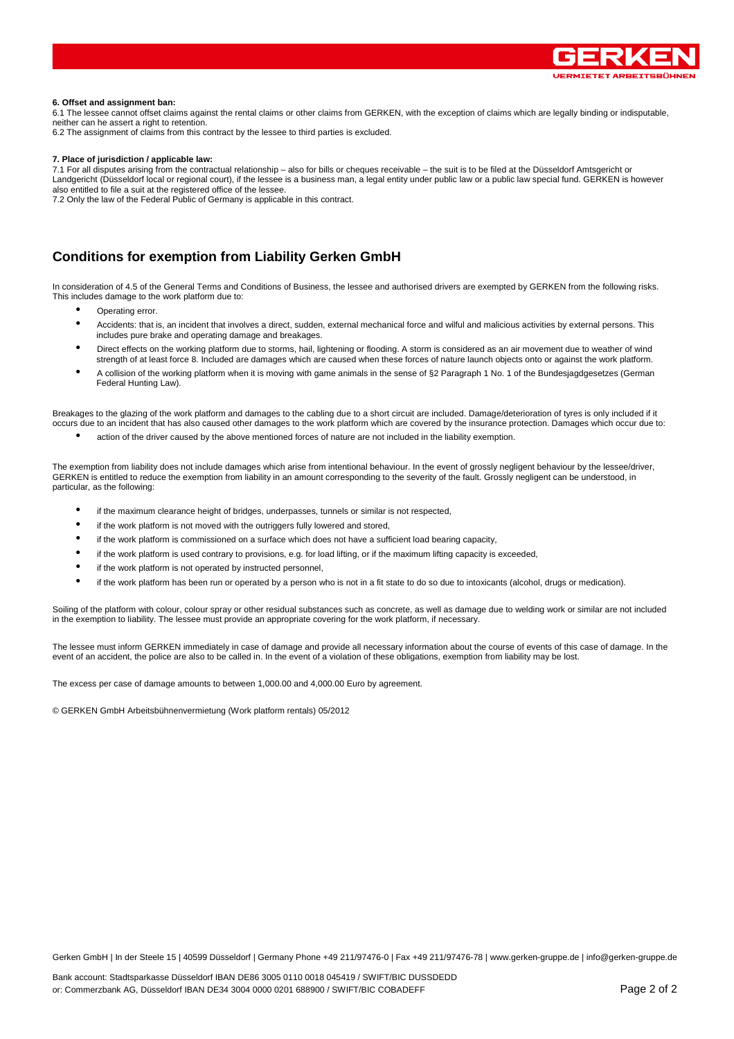**6. Offset and assignment ban:**

6.1 The lessee cannot offset claims against the rental claims or other claims from GERKEN, with the exception of claims which are legally binding or indisputable, neither can he assert a right to retention.

6.2 The assignment of claims from this contract by the lessee to third parties is excluded.

**7. Place of jurisdiction / applicable law:**

7.1 For all disputes arising from the contractual relationship – also for bills or cheques receivable – the suit is to be filed at the Düsseldorf Amtsgericht or Landgericht (Düsseldorf local or regional court), if the lessee is a business man, a legal entity under public law or a public law special fund. GERKEN is however also entitled to file a suit at the registered office of the lessee.

7.2 Only the law of the Federal Public of Germany is applicable in this contract.

## Conditions for exemption from Liability Gerken GmbH

In consideration of 4.5 of the General Terms and Conditions of Business, the lessee and authorised drivers are exempted by GERKEN from the following risks. This includes damage to the work platform due to:

- Operating error.
- Accidents: that is, an incident that involves a direct, sudden, external mechanical force and wilful and malicious activities by external persons. This includes pure brake and operating damage and breakages.
- Direct effects on the working platform due to storms, hail, lightening or flooding. A storm is considered as an air movement due to weather of wind strength of at least force 8. Included are damages which are caused when these forces of nature launch objects onto or against the work platform.
- A collision of the working platform when it is moving with game animals in the sense of §2 Paragraph 1 No. 1 of the Bundesjagdgesetzes (German Federal Hunting Law).

Breakages to the glazing of the work platform and damages to the cabling due to a short circuit are included. Damage/deterioration of tyres is only included if it occurs due to an incident that has also caused other damages to the work platform which are covered by the insurance protection. Damages which occur due to:

- action of the driver caused by the above mentioned forces of nature are not included in the liability exemption.

The exemption from liability does not include damages which arise from intentional behaviour. In the event of grossly negligent behaviour by the lessee/driver, GERKEN is entitled to reduce the exemption from liability in an amount corresponding to the severity of the fault. Grossly negligent can be understood, in particular, as the following:

- if the maximum clearance height of bridges, underpasses, tunnels or similar is not respected,
- if the work platform is not moved with the outriggers fully lowered and stored,
- if the work platform is commissioned on a surface which does not have a sufficient load bearing capacity,
- if the work platform is used contrary to provisions, e.g. for load lifting, or if the maximum lifting capacity is exceeded,
- if the work platform is not operated by instructed personnel,
- if the work platform has been run or operated by a person who is not in a fit state to do so due to intoxicants (alcohol, drugs or medication).

Soiling of the platform with colour, colour spray or other residual substances such as concrete, as well as damage due to welding work or similar are not included in the exemption to liability. The lessee must provide an appropriate covering for the work platform, if necessary.

The lessee must inform GERKEN immediately in case of damage and provide all necessary information about the course of events of this case of damage. In the event of an accident, the police are also to be called in. In the event of a violation of these obligations, exemption from liability may be lost.

The excess per case of damage amounts to between 1,000.00 and 4,000.00 Euro by agreement.

© GERKEN GmbH Arbeitsbühnenvermietung (Work platform rentals) 05/2012

Gerken GmbH | In der Steele 15 | 40599 Düsseldorf | Germany Phone +49 211/97476-0 | Fax +49 211/97476-78 | www.gerken-gruppe.de | info@gerken-gruppe.de

Bank account: Stadtsparkasse Düsseldorf IBAN DE86 3005 0110 0018 045419 / SWIFT/BIC DUSSDEDD
or: Commerzbank AG, Düsseldorf IBAN DE34 3004 0000 0201 688900 / SWIFT/BIC COBADEFF